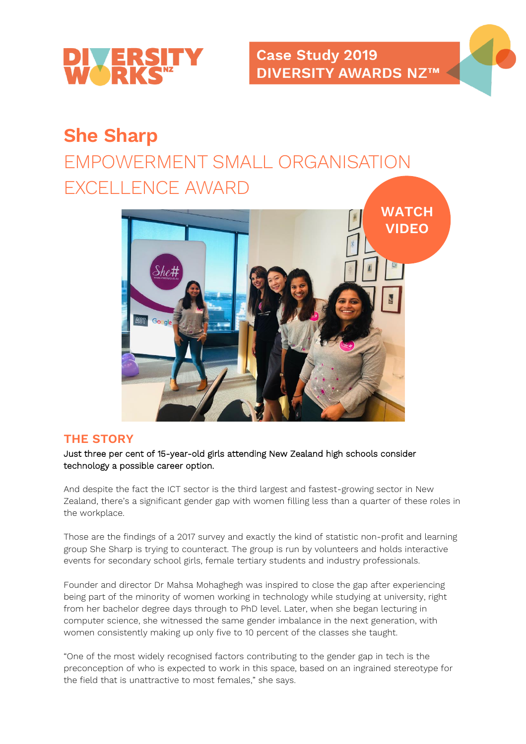**Case Study 2019**
**DIVERSITY AWARDS NZ™**

# She Sharp

## EMPOWERMENT SMALL ORGANISATION EXCELLENCE AWARD

WATCH VIDEO

## THE STORY

Just three per cent of 15-year-old girls attending New Zealand high schools consider technology a possible career option.

And despite the fact the ICT sector is the third largest and fastest-growing sector in New Zealand, there's a significant gender gap with women filling less than a quarter of these roles in the workplace.

Those are the findings of a 2017 survey and exactly the kind of statistic non-profit and learning group She Sharp is trying to counteract. The group is run by volunteers and holds interactive events for secondary school girls, female tertiary students and industry professionals.

Founder and director Dr Mahsa Mohaghegh was inspired to close the gap after experiencing being part of the minority of women working in technology while studying at university, right from her bachelor degree days through to PhD level. Later, when she began lecturing in computer science, she witnessed the same gender imbalance in the next generation, with women consistently making up only five to 10 percent of the classes she taught.

"One of the most widely recognised factors contributing to the gender gap in tech is the preconception of who is expected to work in this space, based on an ingrained stereotype for the field that is unattractive to most females," she says.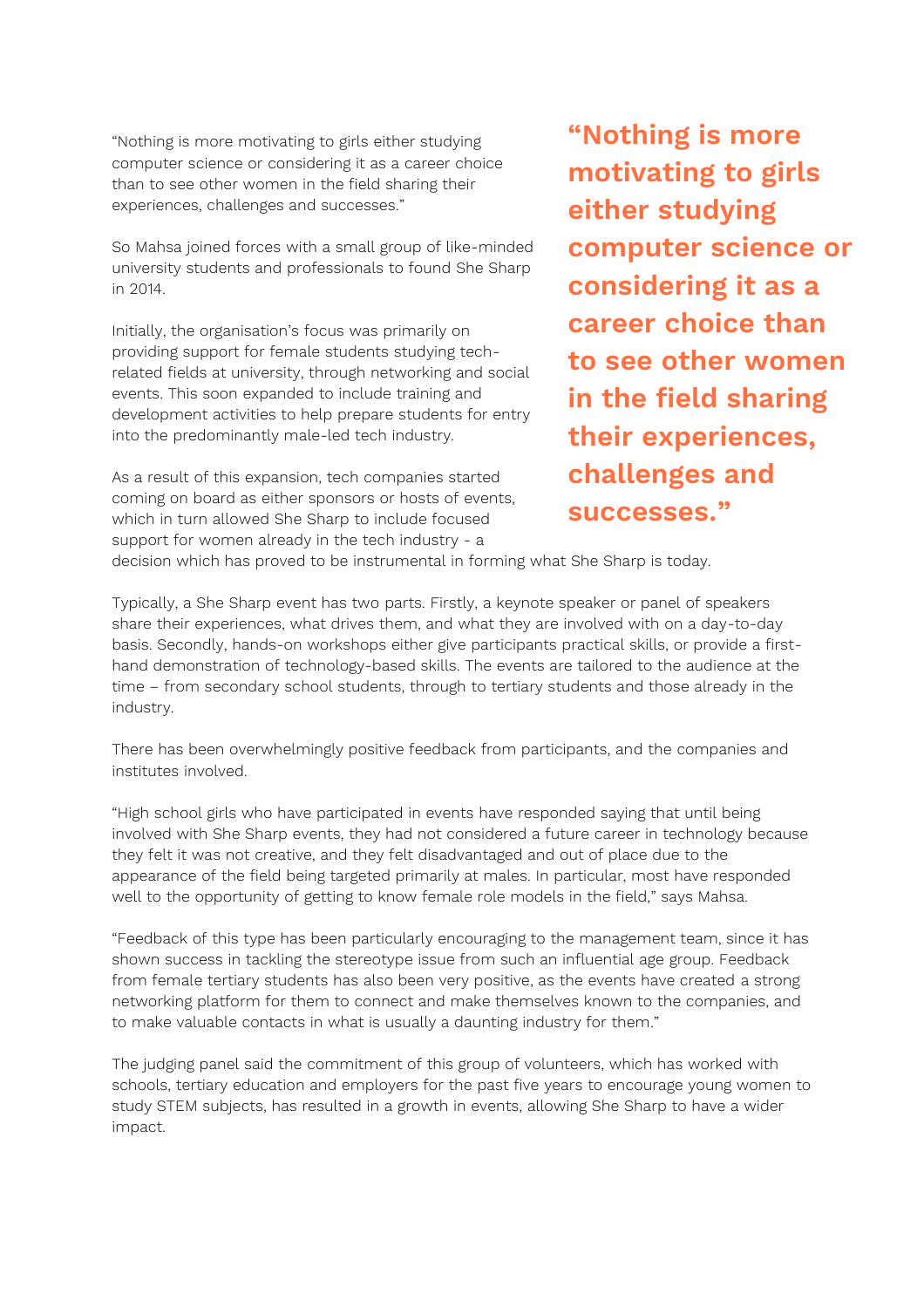"Nothing is more motivating to girls either studying computer science or considering it as a career choice than to see other women in the field sharing their experiences, challenges and successes."

So Mahsa joined forces with a small group of like-minded university students and professionals to found She Sharp in 2014.

Initially, the organisation's focus was primarily on providing support for female students studying tech-related fields at university, through networking and social events. This soon expanded to include training and development activities to help prepare students for entry into the predominantly male-led tech industry.

As a result of this expansion, tech companies started coming on board as either sponsors or hosts of events, which in turn allowed She Sharp to include focused support for women already in the tech industry - a decision which has proved to be instrumental in forming what She Sharp is today.

> **"Nothing is more motivating to girls either studying computer science or considering it as a career choice than to see other women in the field sharing their experiences, challenges and successes."**

Typically, a She Sharp event has two parts. Firstly, a keynote speaker or panel of speakers share their experiences, what drives them, and what they are involved with on a day-to-day basis. Secondly, hands-on workshops either give participants practical skills, or provide a first-hand demonstration of technology-based skills. The events are tailored to the audience at the time – from secondary school students, through to tertiary students and those already in the industry.

There has been overwhelmingly positive feedback from participants, and the companies and institutes involved.

"High school girls who have participated in events have responded saying that until being involved with She Sharp events, they had not considered a future career in technology because they felt it was not creative, and they felt disadvantaged and out of place due to the appearance of the field being targeted primarily at males. In particular, most have responded well to the opportunity of getting to know female role models in the field," says Mahsa.

"Feedback of this type has been particularly encouraging to the management team, since it has shown success in tackling the stereotype issue from such an influential age group. Feedback from female tertiary students has also been very positive, as the events have created a strong networking platform for them to connect and make themselves known to the companies, and to make valuable contacts in what is usually a daunting industry for them."

The judging panel said the commitment of this group of volunteers, which has worked with schools, tertiary education and employers for the past five years to encourage young women to study STEM subjects, has resulted in a growth in events, allowing She Sharp to have a wider impact.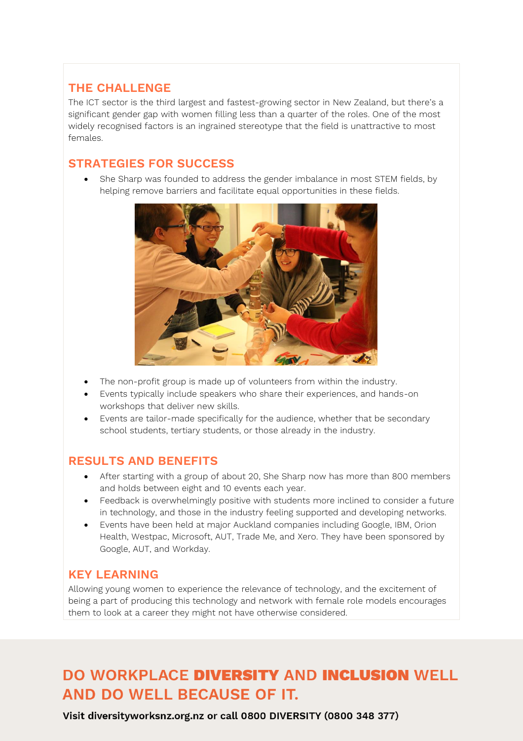## THE CHALLENGE

The ICT sector is the third largest and fastest-growing sector in New Zealand, but there's a significant gender gap with women filling less than a quarter of the roles. One of the most widely recognised factors is an ingrained stereotype that the field is unattractive to most females.

## STRATEGIES FOR SUCCESS

- She Sharp was founded to address the gender imbalance in most STEM fields, by helping remove barriers and facilitate equal opportunities in these fields.
- The non-profit group is made up of volunteers from within the industry.
- Events typically include speakers who share their experiences, and hands-on workshops that deliver new skills.
- Events are tailor-made specifically for the audience, whether that be secondary school students, tertiary students, or those already in the industry.

## RESULTS AND BENEFITS

- After starting with a group of about 20, She Sharp now has more than 800 members and holds between eight and 10 events each year.
- Feedback is overwhelmingly positive with students more inclined to consider a future in technology, and those in the industry feeling supported and developing networks.
- Events have been held at major Auckland companies including Google, IBM, Orion Health, Westpac, Microsoft, AUT, Trade Me, and Xero. They have been sponsored by Google, AUT, and Workday.

## KEY LEARNING

Allowing young women to experience the relevance of technology, and the excitement of being a part of producing this technology and network with female role models encourages them to look at a career they might not have otherwise considered.

## DO WORKPLACE **DIVERSITY** AND **INCLUSION** WELL AND DO WELL BECAUSE OF IT.

**Visit diversityworksnz.org.nz or call 0800 DIVERSITY (0800 348 377)**